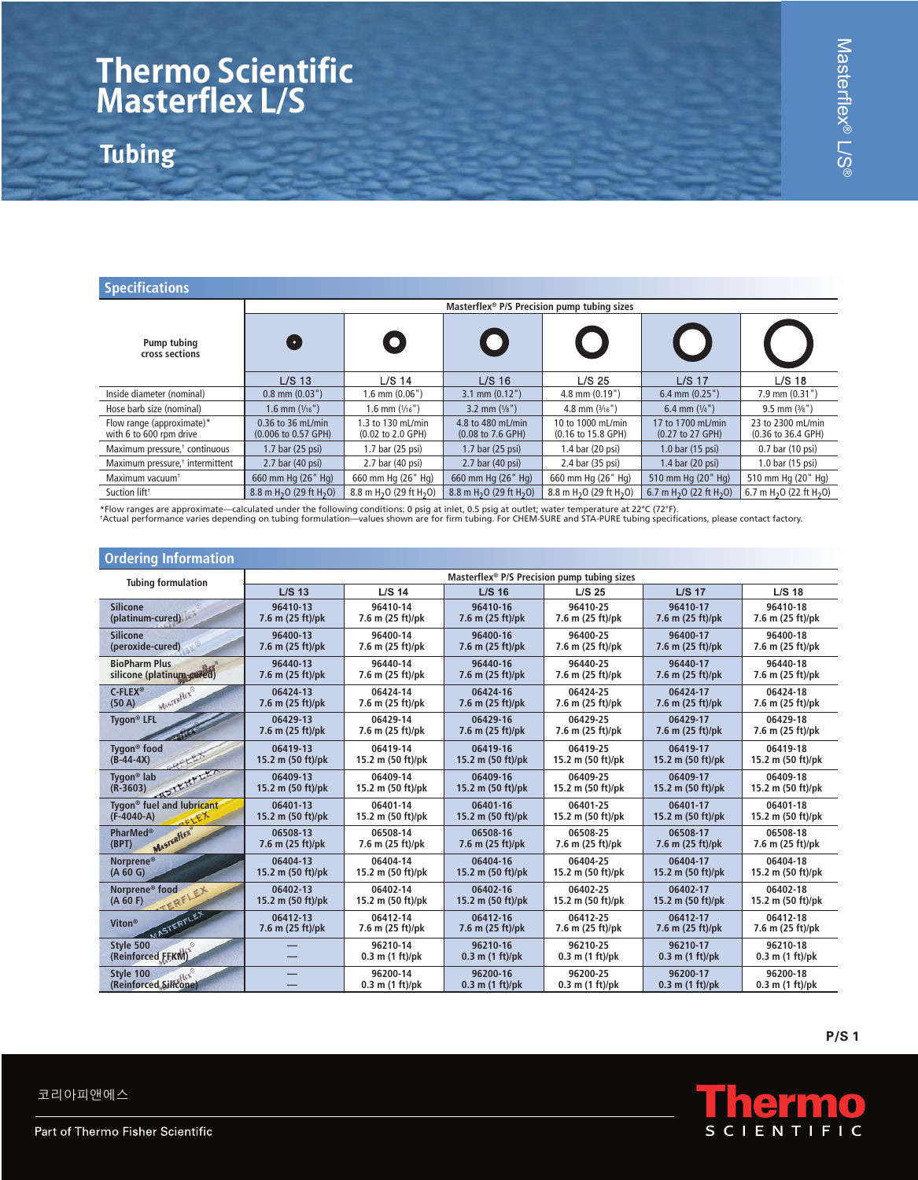# Thermo Scientific Masterflex L/S

## Tubing

## Specifications

| Pump tubing cross sections | Masterflex® P/S Precision pump tubing sizes | | | | | |
|---|---|---|---|---|---|---|
| | L/S 13 | L/S 14 | L/S 16 | L/S 25 | L/S 17 | L/S 18 |
| Inside diameter (nominal) | 0.8 mm (0.03") | 1.6 mm (0.06") | 3.1 mm (0.12") | 4.8 mm (0.19") | 6.4 mm (0.25") | 7.9 mm (0.31") |
| Hose barb size (nominal) | 1.6 mm (1/16") | 1.6 mm (1/16") | 3.2 mm (1/8") | 4.8 mm (3/16") | 6.4 mm (1/4") | 9.5 mm (3/8") |
| Flow range (approximate)* with 6 to 600 rpm drive | 0.36 to 36 mL/min (0.006 to 0.57 GPH) | 1.3 to 130 mL/min (0.02 to 2.0 GPH) | 4.8 to 480 mL/min (0.08 to 7.6 GPH) | 10 to 1000 mL/min (0.16 to 15.8 GPH) | 17 to 1700 mL/min (0.27 to 27 GPH) | 23 to 2300 mL/min (0.36 to 36.4 GPH) |
| Maximum pressure,† continuous | 1.7 bar (25 psi) | 1.7 bar (25 psi) | 1.7 bar (25 psi) | 1.4 bar (20 psi) | 1.0 bar (15 psi) | 0.7 bar (10 psi) |
| Maximum pressure,† intermittent | 2.7 bar (40 psi) | 2.7 bar (40 psi) | 2.7 bar (40 psi) | 2.4 bar (35 psi) | 1.4 bar (20 psi) | 1.0 bar (15 psi) |
| Maximum vacuum† | 660 mm Hg (26" Hg) | 660 mm Hg (26" Hg) | 660 mm Hg (26" Hg) | 660 mm Hg (26" Hg) | 510 mm Hg (20" Hg) | 510 mm Hg (20" Hg) |
| Suction lift† | 8.8 m $H_2O$ (29 ft $H_2O$) | 8.8 m $H_2O$ (29 ft $H_2O$) | 8.8 m $H_2O$ (29 ft $H_2O$) | 8.8 m $H_2O$ (29 ft $H_2O$) | 6.7 m $H_2O$ (22 ft $H_2O$) | 6.7 m $H_2O$ (22 ft $H_2O$) |

*Flow ranges are approximate—calculated under the following conditions: 0 psig at inlet, 0.5 psig at outlet; water temperature at 22°C (72°F).
†Actual performance varies depending on tubing formulation—values shown are for firm tubing. For CHEM-SURE and STA-PURE tubing specifications, please contact factory.

## Ordering Information

| Tubing formulation | Masterflex® P/S Precision pump tubing sizes | | | | | |
|---|---|---|---|---|---|---|
| | L/S 13 | L/S 14 | L/S 16 | L/S 25 | L/S 17 | L/S 18 |
| Silicone (platinum-cured) | 96410-13 7.6 m (25 ft)/pk | 96410-14 7.6 m (25 ft)/pk | 96410-16 7.6 m (25 ft)/pk | 96410-25 7.6 m (25 ft)/pk | 96410-17 7.6 m (25 ft)/pk | 96410-18 7.6 m (25 ft)/pk |
| Silicone (peroxide-cured) | 96400-13 7.6 m (25 ft)/pk | 96400-14 7.6 m (25 ft)/pk | 96400-16 7.6 m (25 ft)/pk | 96400-25 7.6 m (25 ft)/pk | 96400-17 7.6 m (25 ft)/pk | 96400-18 7.6 m (25 ft)/pk |
| BioPharm Plus silicone (platinum-cured) | 96440-13 7.6 m (25 ft)/pk | 96440-14 7.6 m (25 ft)/pk | 96440-16 7.6 m (25 ft)/pk | 96440-25 7.6 m (25 ft)/pk | 96440-17 7.6 m (25 ft)/pk | 96440-18 7.6 m (25 ft)/pk |
| C-FLEX® (50 A) | 06424-13 7.6 m (25 ft)/pk | 06424-14 7.6 m (25 ft)/pk | 06424-16 7.6 m (25 ft)/pk | 06424-25 7.6 m (25 ft)/pk | 06424-17 7.6 m (25 ft)/pk | 06424-18 7.6 m (25 ft)/pk |
| Tygon® LFL | 06429-13 7.6 m (25 ft)/pk | 06429-14 7.6 m (25 ft)/pk | 06429-16 7.6 m (25 ft)/pk | 06429-25 7.6 m (25 ft)/pk | 06429-17 7.6 m (25 ft)/pk | 06429-18 7.6 m (25 ft)/pk |
| Tygon® food (B-44-4X) | 06419-13 15.2 m (50 ft)/pk | 06419-14 15.2 m (50 ft)/pk | 06419-16 15.2 m (50 ft)/pk | 06419-25 15.2 m (50 ft)/pk | 06419-17 15.2 m (50 ft)/pk | 06419-18 15.2 m (50 ft)/pk |
| Tygon® lab (R-3603) | 06409-13 15.2 m (50 ft)/pk | 06409-14 15.2 m (50 ft)/pk | 06409-16 15.2 m (50 ft)/pk | 06409-25 15.2 m (50 ft)/pk | 06409-17 15.2 m (50 ft)/pk | 06409-18 15.2 m (50 ft)/pk |
| Tygon® fuel and lubricant (F-4040-A) | 06401-13 15.2 m (50 ft)/pk | 06401-14 15.2 m (50 ft)/pk | 06401-16 15.2 m (50 ft)/pk | 06401-25 15.2 m (50 ft)/pk | 06401-17 15.2 m (50 ft)/pk | 06401-18 15.2 m (50 ft)/pk |
| PharMed® (BPT) | 06508-13 7.6 m (25 ft)/pk | 06508-14 7.6 m (25 ft)/pk | 06508-16 7.6 m (25 ft)/pk | 06508-25 7.6 m (25 ft)/pk | 06508-17 7.6 m (25 ft)/pk | 06508-18 7.6 m (25 ft)/pk |
| Norprene® (A 60 G) | 06404-13 15.2 m (50 ft)/pk | 06404-14 15.2 m (50 ft)/pk | 06404-16 15.2 m (50 ft)/pk | 06404-25 15.2 m (50 ft)/pk | 06404-17 15.2 m (50 ft)/pk | 06404-18 15.2 m (50 ft)/pk |
| Norprene® food (A 60 F) | 06402-13 15.2 m (50 ft)/pk | 06402-14 15.2 m (50 ft)/pk | 06402-16 15.2 m (50 ft)/pk | 06402-25 15.2 m (50 ft)/pk | 06402-17 15.2 m (50 ft)/pk | 06402-18 15.2 m (50 ft)/pk |
| Viton® | 06412-13 7.6 m (25 ft)/pk | 06412-14 7.6 m (25 ft)/pk | 06412-16 7.6 m (25 ft)/pk | 06412-25 7.6 m (25 ft)/pk | 06412-17 7.6 m (25 ft)/pk | 06412-18 7.6 m (25 ft)/pk |
| Style 500 (Reinforced FFKM) | — — | 96210-14 0.3 m (1 ft)/pk | 96210-16 0.3 m (1 ft)/pk | 96210-25 0.3 m (1 ft)/pk | 96210-17 0.3 m (1 ft)/pk | 96210-18 0.3 m (1 ft)/pk |
| Style 100 (Reinforced Silicone) | — — | 96200-14 0.3 m (1 ft)/pk | 96200-16 0.3 m (1 ft)/pk | 96200-25 0.3 m (1 ft)/pk | 96200-17 0.3 m (1 ft)/pk | 96200-18 0.3 m (1 ft)/pk |

코리아피앤에스

Part of Thermo Fisher Scientific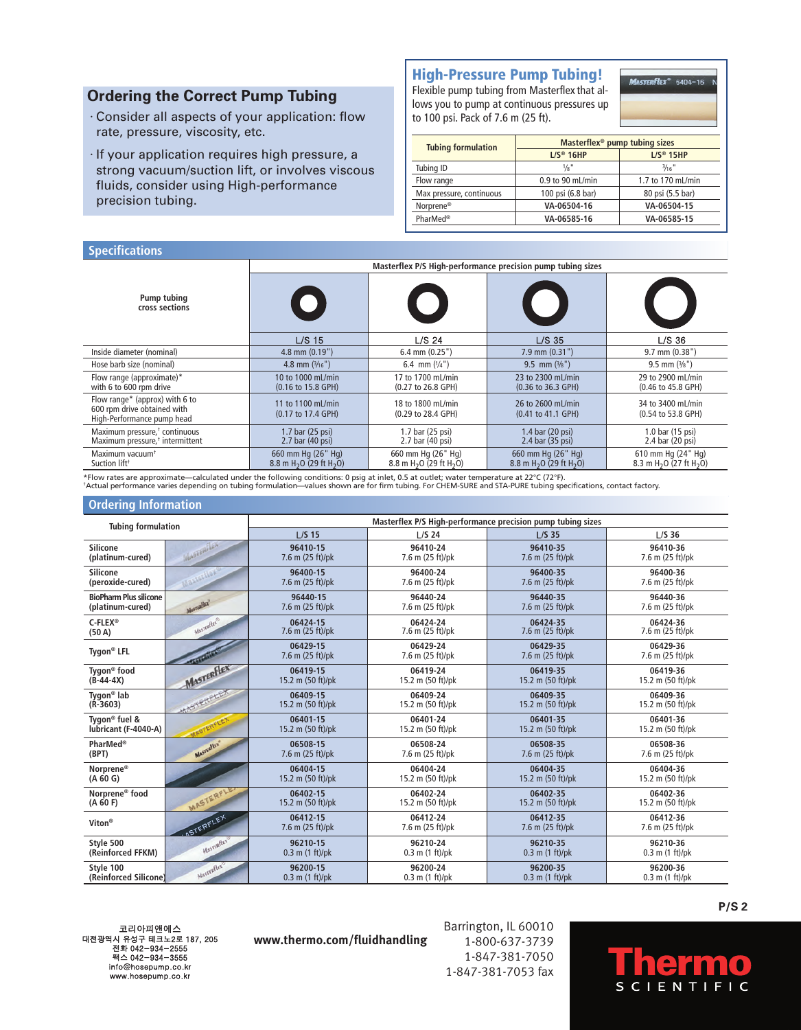## Ordering the Correct Pump Tubing

- Consider all aspects of your application: flow rate, pressure, viscosity, etc.
- If your application requires high pressure, a strong vacuum/suction lift, or involves viscous fluids, consider using High-performance precision tubing.

## High-Pressure Pump Tubing!

Flexible pump tubing from Masterflex that allows you to pump at continuous pressures up to 100 psi. Pack of 7.6 m (25 ft).

| Tubing formulation | Masterflex® pump tubing sizes | |
|---|---|---|
| | L/S® 16HP | L/S® 15HP |
| Tubing ID | ⅛" | 3/16" |
| Flow range | 0.9 to 90 mL/min | 1.7 to 170 mL/min |
| Max pressure, continuous | 100 psi (6.8 bar) | 80 psi (5.5 bar) |
| Norprene® | VA-06504-16 | VA-06504-15 |
| PharMed® | VA-06585-16 | VA-06585-15 |

## Specifications

| | Masterflex P/S High-performance precision pump tubing sizes | | | |
|---|---|---|---|---|
| Pump tubing cross sections | L/S 15 | L/S 24 | L/S 35 | L/S 36 |
| Inside diameter (nominal) | 4.8 mm (0.19") | 6.4 mm (0.25") | 7.9 mm (0.31") | 9.7 mm (0.38") |
| Hose barb size (nominal) | 4.8 mm (3/16") | 6.4 mm (1/4") | 9.5 mm (3/8") | 9.5 mm (3/8") |
| Flow range (approximate)* with 6 to 600 rpm drive | 10 to 1000 mL/min (0.16 to 15.8 GPH) | 17 to 1700 mL/min (0.27 to 26.8 GPH) | 23 to 2300 mL/min (0.36 to 36.3 GPH) | 29 to 2900 mL/min (0.46 to 45.8 GPH) |
| Flow range* (approx) with 6 to 600 rpm drive obtained with High-Performance pump head | 11 to 1100 mL/min (0.17 to 17.4 GPH) | 18 to 1800 mL/min (0.29 to 28.4 GPH) | 26 to 2600 mL/min (0.41 to 41.1 GPH) | 34 to 3400 mL/min (0.54 to 53.8 GPH) |
| Maximum pressure,† continuous<br>Maximum pressure,† intermittent | 1.7 bar (25 psi)<br>2.7 bar (40 psi) | 1.7 bar (25 psi)<br>2.7 bar (40 psi) | 1.4 bar (20 psi)<br>2.4 bar (35 psi) | 1.0 bar (15 psi)<br>2.4 bar (20 psi) |
| Maximum vacuum†<br>Suction lift† | 660 mm Hg (26" Hg)<br>8.8 m $H_2O$ (29 ft $H_2O$) | 660 mm Hg (26" Hg)<br>8.8 m $H_2O$ (29 ft $H_2O$) | 660 mm Hg (26" Hg)<br>8.8 m $H_2O$ (29 ft $H_2O$) | 610 mm Hg (24" Hg)<br>8.3 m $H_2O$ (27 ft $H_2O$) |

*Flow rates are approximate—calculated under the following conditions: 0 psig at inlet, 0.5 at outlet; water temperature at 22°C (72°F).
†Actual performance varies depending on tubing formulation—values shown are for firm tubing. For CHEM-SURE and STA-PURE tubing specifications, contact factory.

## Ordering Information

| Tubing formulation | Masterflex P/S High-performance precision pump tubing sizes | | | |
|---|---|---|---|---|
| | L/S 15 | L/S 24 | L/S 35 | L/S 36 |
| **Silicone (platinum-cured)** | 96410-15<br>7.6 m (25 ft)/pk | 96410-24<br>7.6 m (25 ft)/pk | 96410-35<br>7.6 m (25 ft)/pk | 96410-36<br>7.6 m (25 ft)/pk |
| **Silicone (peroxide-cured)** | 96400-15<br>7.6 m (25 ft)/pk | 96400-24<br>7.6 m (25 ft)/pk | 96400-35<br>7.6 m (25 ft)/pk | 96400-36<br>7.6 m (25 ft)/pk |
| **BioPharm Plus silicone (platinum-cured)** | 96440-15<br>7.6 m (25 ft)/pk | 96440-24<br>7.6 m (25 ft)/pk | 96440-35<br>7.6 m (25 ft)/pk | 96440-36<br>7.6 m (25 ft)/pk |
| **C-FLEX® (50 A)** | 06424-15<br>7.6 m (25 ft)/pk | 06424-24<br>7.6 m (25 ft)/pk | 06424-35<br>7.6 m (25 ft)/pk | 06424-36<br>7.6 m (25 ft)/pk |
| **Tygon® LFL** | 06429-15<br>7.6 m (25 ft)/pk | 06429-24<br>7.6 m (25 ft)/pk | 06429-35<br>7.6 m (25 ft)/pk | 06429-36<br>7.6 m (25 ft)/pk |
| **Tygon® food (B-44-4X)** | 06419-15<br>15.2 m (50 ft)/pk | 06419-24<br>15.2 m (50 ft)/pk | 06419-35<br>15.2 m (50 ft)/pk | 06419-36<br>15.2 m (50 ft)/pk |
| **Tygon® lab (R-3603)** | 06409-15<br>15.2 m (50 ft)/pk | 06409-24<br>15.2 m (50 ft)/pk | 06409-35<br>15.2 m (50 ft)/pk | 06409-36<br>15.2 m (50 ft)/pk |
| **Tygon® fuel & lubricant (F-4040-A)** | 06401-15<br>15.2 m (50 ft)/pk | 06401-24<br>15.2 m (50 ft)/pk | 06401-35<br>15.2 m (50 ft)/pk | 06401-36<br>15.2 m (50 ft)/pk |
| **PharMed® (BPT)** | 06508-15<br>7.6 m (25 ft)/pk | 06508-24<br>7.6 m (25 ft)/pk | 06508-35<br>7.6 m (25 ft)/pk | 06508-36<br>7.6 m (25 ft)/pk |
| **Norprene® (A 60 G)** | 06404-15<br>15.2 m (50 ft)/pk | 06404-24<br>15.2 m (50 ft)/pk | 06404-35<br>15.2 m (50 ft)/pk | 06404-36<br>15.2 m (50 ft)/pk |
| **Norprene® food (A 60 F)** | 06402-15<br>15.2 m (50 ft)/pk | 06402-24<br>15.2 m (50 ft)/pk | 06402-35<br>15.2 m (50 ft)/pk | 06402-36<br>15.2 m (50 ft)/pk |
| **Viton®** | 06412-15<br>7.6 m (25 ft)/pk | 06412-24<br>7.6 m (25 ft)/pk | 06412-35<br>7.6 m (25 ft)/pk | 06412-36<br>7.6 m (25 ft)/pk |
| **Style 500 (Reinforced FFKM)** | 96210-15<br>0.3 m (1 ft)/pk | 96210-24<br>0.3 m (1 ft)/pk | 96210-35<br>0.3 m (1 ft)/pk | 96210-36<br>0.3 m (1 ft)/pk |
| **Style 100 (Reinforced Silicone)** | 96200-15<br>0.3 m (1 ft)/pk | 96200-24<br>0.3 m (1 ft)/pk | 96200-35<br>0.3 m (1 ft)/pk | 96200-36<br>0.3 m (1 ft)/pk |

코리아피앤에스
대전광역시 유성구 테크노2로 187, 205
전화 042-934-2555
팩스 042-934-3555
info@hosepump.co.kr
www.hosepump.co.kr

www.thermo.com/fluidhandling

Barrington, IL 60010
1-800-637-3739
1-847-381-7050
1-847-381-7053 fax

Thermo SCIENTIFIC